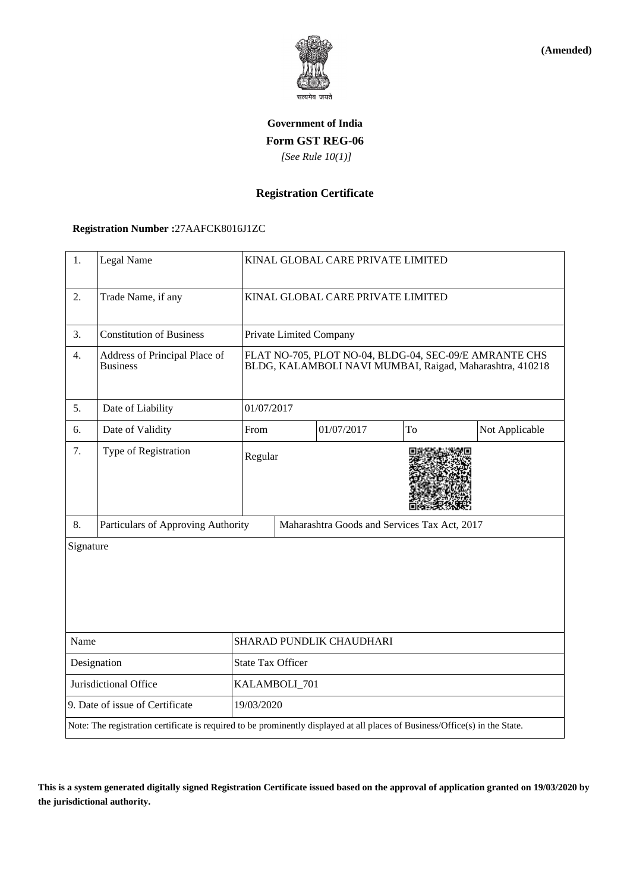**(Amended)**

सत्यमेव जयते

**Government of India**

**Form GST REG-06**

*[See Rule 10(1)]*

**Registration Certificate**

**Registration Number :**27AAFCK8016J1ZC

| 1. | Legal Name | KINAL GLOBAL CARE PRIVATE LIMITED | | | |
|---|---|---|---|---|---|
| 2. | Trade Name, if any | KINAL GLOBAL CARE PRIVATE LIMITED | | | |
| 3. | Constitution of Business | Private Limited Company | | | |
| 4. | Address of Principal Place of Business | FLAT NO-705, PLOT NO-04, BLDG-04, SEC-09/E AMRANTE CHS BLDG, KALAMBOLI NAVI MUMBAI, Raigad, Maharashtra, 410218 | | | |
| 5. | Date of Liability | 01/07/2017 | | | |
| 6. | Date of Validity | From | 01/07/2017 | To | Not Applicable |
| 7. | Type of Registration | Regular | | | |
| 8. | Particulars of Approving Authority | Maharashtra Goods and Services Tax Act, 2017 | | | |

Signature

| Name | SHARAD PUNDLIK CHAUDHARI |
|---|---|
| Designation | State Tax Officer |
| Jurisdictional Office | KALAMBOLI_701 |
| 9. Date of issue of Certificate | 19/03/2020 |

Note: The registration certificate is required to be prominently displayed at all places of Business/Office(s) in the State.

**This is a system generated digitally signed Registration Certificate issued based on the approval of application granted on 19/03/2020 by the jurisdictional authority.**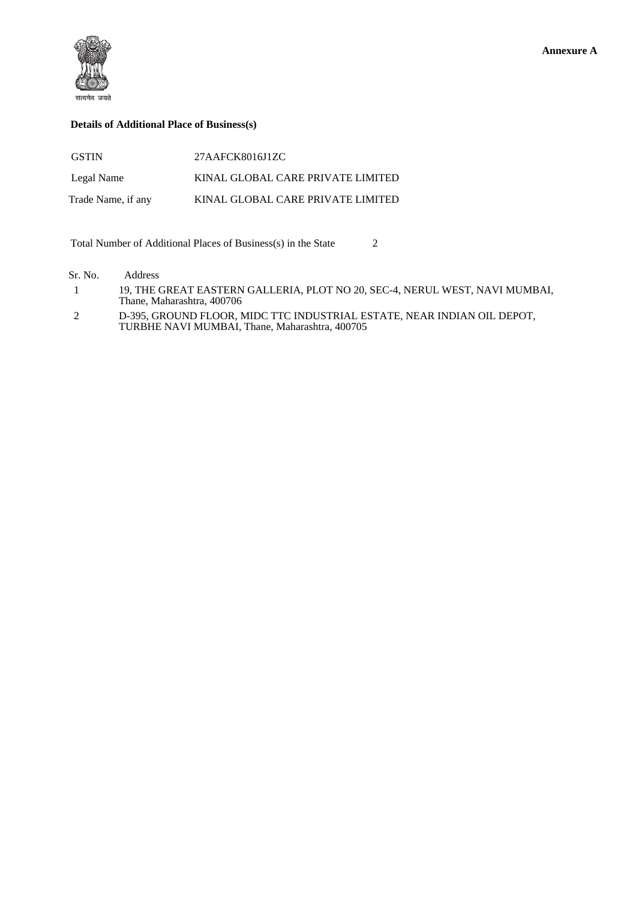**Annexure A**

सत्यमेव जयते

**Details of Additional Place of Business(s)**

| | |
|---|---|
| GSTIN | 27AAFCK8016J1ZC |
| Legal Name | KINAL GLOBAL CARE PRIVATE LIMITED |
| Trade Name, if any | KINAL GLOBAL CARE PRIVATE LIMITED |

Total Number of Additional Places of Business(s) in the State 2

| Sr. No. | Address |
|---|---|
| 1 | 19, THE GREAT EASTERN GALLERIA, PLOT NO 20, SEC-4, NERUL WEST, NAVI MUMBAI, Thane, Maharashtra, 400706 |
| 2 | D-395, GROUND FLOOR, MIDC TTC INDUSTRIAL ESTATE, NEAR INDIAN OIL DEPOT, TURBHE NAVI MUMBAI, Thane, Maharashtra, 400705 |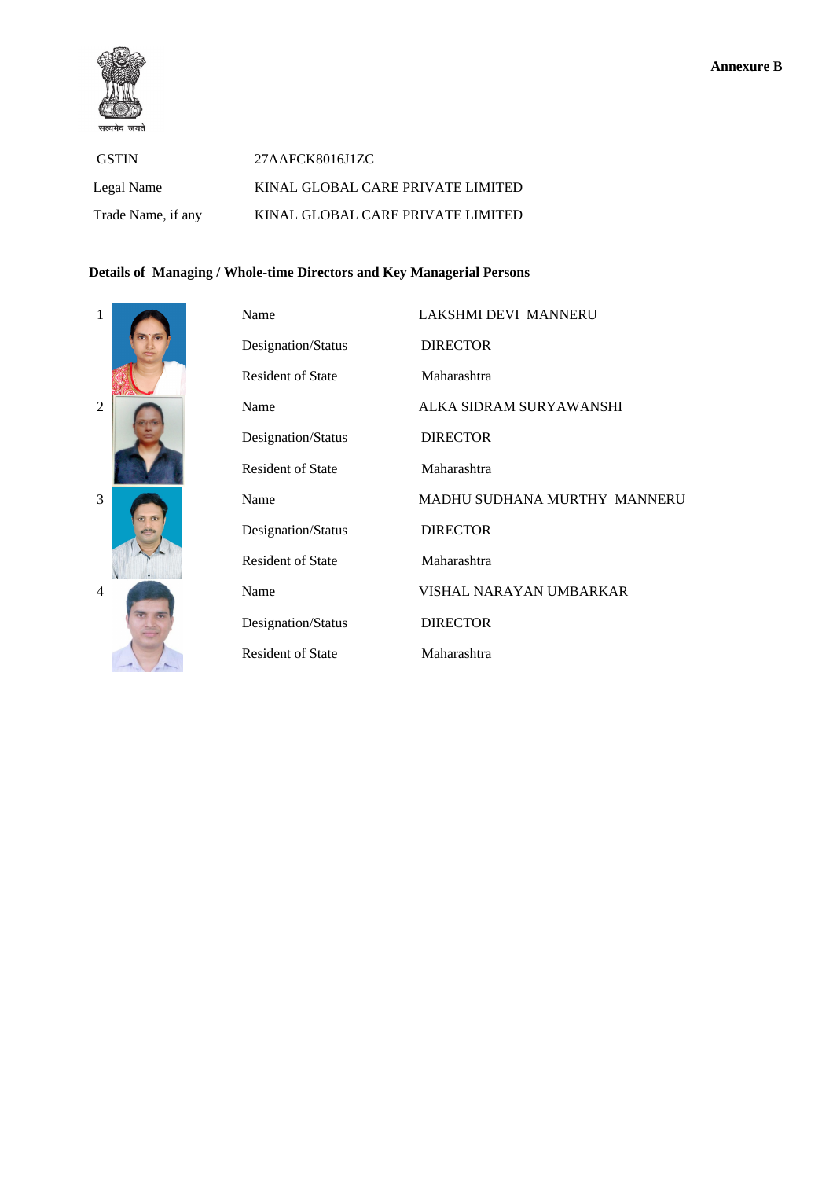सत्यमेव जयते

**Annexure B**

| | |
|---|---|
| GSTIN | 27AAFCK8016J1ZC |
| Legal Name | KINAL GLOBAL CARE PRIVATE LIMITED |
| Trade Name, if any | KINAL GLOBAL CARE PRIVATE LIMITED |

**Details of Managing / Whole-time Directors and Key Managerial Persons**

| | | |
|---|---|---|
| 1 | Name | LAKSHMI DEVI MANNERU |
| | Designation/Status | DIRECTOR |
| | Resident of State | Maharashtra |
| 2 | Name | ALKA SIDRAM SURYAWANSHI |
| | Designation/Status | DIRECTOR |
| | Resident of State | Maharashtra |
| 3 | Name | MADHU SUDHANA MURTHY MANNERU |
| | Designation/Status | DIRECTOR |
| | Resident of State | Maharashtra |
| 4 | Name | VISHAL NARAYAN UMBARKAR |
| | Designation/Status | DIRECTOR |
| | Resident of State | Maharashtra |